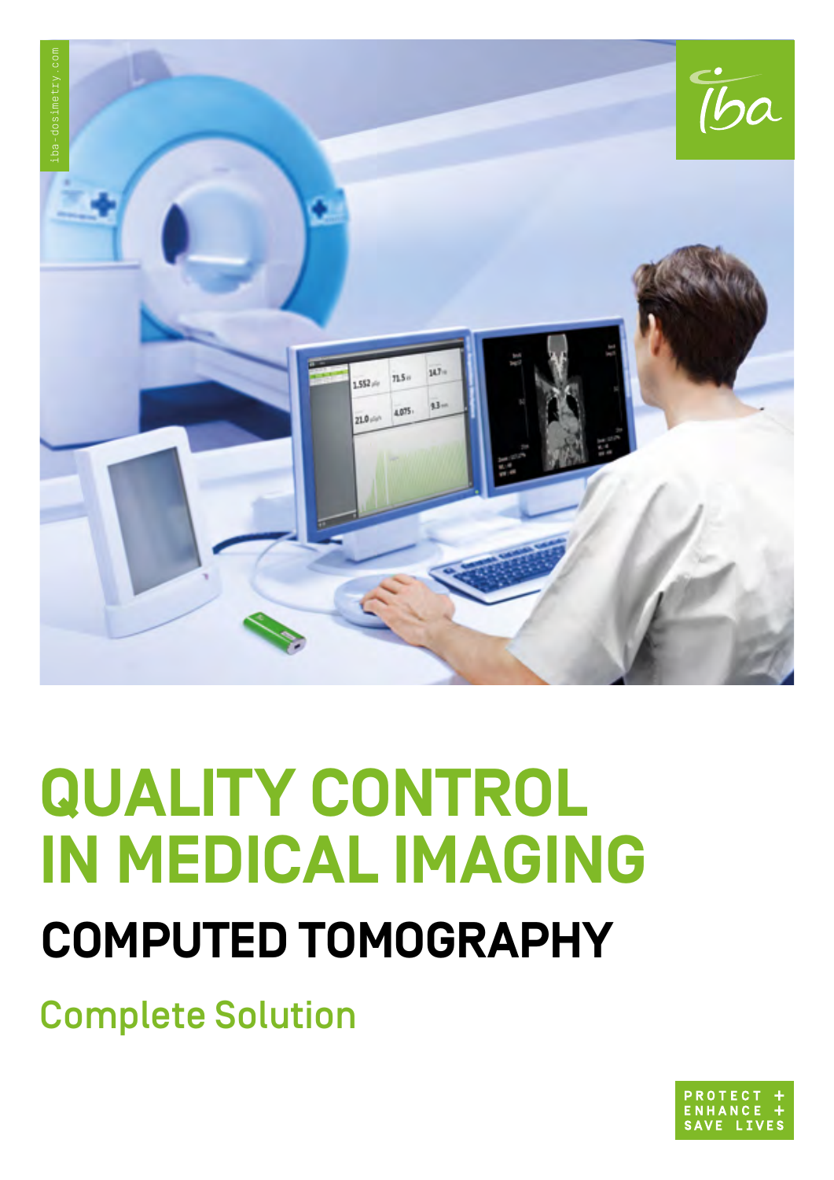iba-dosimetry.com

# QUALITY CONTROL IN MEDICAL IMAGING

## COMPUTED TOMOGRAPHY

### Complete Solution

PROTECT + ENHANCE + SAVE LIVES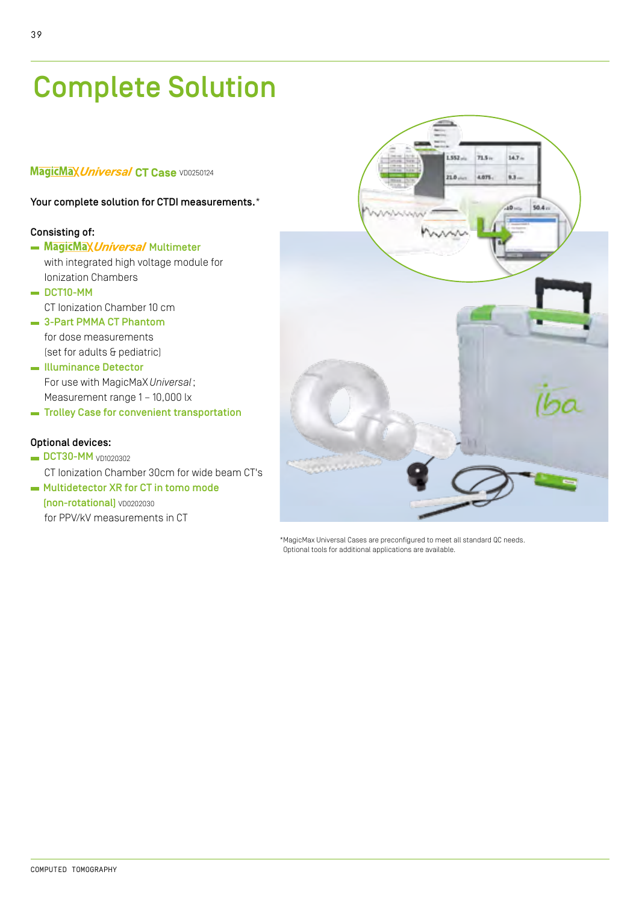# Complete Solution

**MagicMaX *Universal* CT Case** VD0250124

**Your complete solution for CTDI measurements.***

**Consisting of:**

- **MagicMaX *Universal* Multimeter**
  with integrated high voltage module for Ionization Chambers
- **DCT10-MM**
  CT Ionization Chamber 10 cm
- **3-Part PMMA CT Phantom**
  for dose measurements (set for adults & pediatric)
- **Illuminance Detector**
  For use with MagicMaX *Universal*; Measurement range 1 – 10,000 lx
- **Trolley Case for convenient transportation**

**Optional devices:**

- **DCT30-MM** VD1020302
  CT Ionization Chamber 30cm for wide beam CT's
- **Multidetector XR for CT in tomo mode (non-rotational)** VD0202030
  for PPV/kV measurements in CT

*MagicMax Universal Cases are preconfigured to meet all standard QC needs. Optional tools for additional applications are available.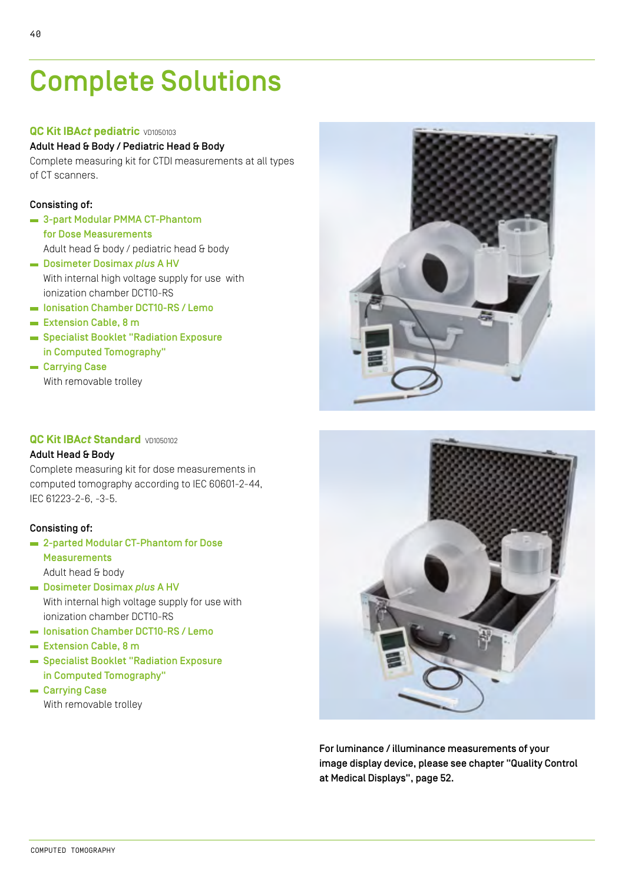# Complete Solutions

## QC Kit IBA*ct* pediatric VD1050103

**Adult Head & Body / Pediatric Head & Body**

Complete measuring kit for CTDI measurements at all types of CT scanners.

**Consisting of:**

- **3-part Modular PMMA CT-Phantom for Dose Measurements**
  Adult head & body / pediatric head & body
- **Dosimeter Dosimax *plus* A HV**
  With internal high voltage supply for use with ionization chamber DCT10-RS
- **Ionisation Chamber DCT10-RS / Lemo**
- **Extension Cable, 8 m**
- **Specialist Booklet "Radiation Exposure in Computed Tomography"**
- **Carrying Case**
  With removable trolley

## QC Kit IBA*ct* Standard VD1050102

**Adult Head & Body**

Complete measuring kit for dose measurements in computed tomography according to IEC 60601-2-44, IEC 61223-2-6, -3-5.

**Consisting of:**

- **2-parted Modular CT-Phantom for Dose Measurements**
  Adult head & body
- **Dosimeter Dosimax *plus* A HV**
  With internal high voltage supply for use with ionization chamber DCT10-RS
- **Ionisation Chamber DCT10-RS / Lemo**
- **Extension Cable, 8 m**
- **Specialist Booklet "Radiation Exposure in Computed Tomography"**
- **Carrying Case**
  With removable trolley

**For luminance / illuminance measurements of your image display device, please see chapter "Quality Control at Medical Displays", page 52.**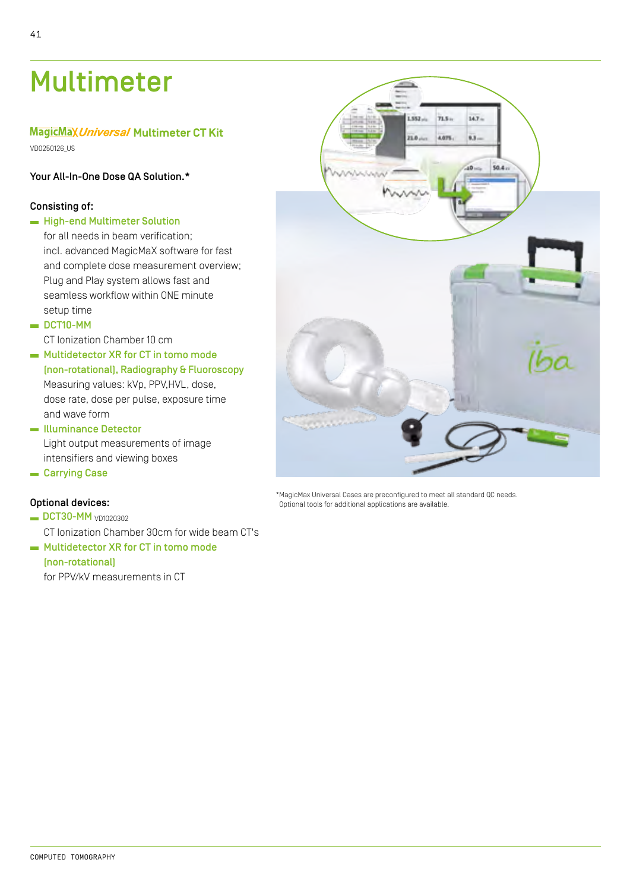# Multimeter

## MagicMaX *Universal* Multimeter CT Kit

VD0250126_US

**Your All-In-One Dose QA Solution.***

**Consisting of:**

- **High-end Multimeter Solution**
  for all needs in beam verification; incl. advanced MagicMaX software for fast and complete dose measurement overview; Plug and Play system allows fast and seamless workflow within ONE minute setup time
- **DCT10-MM**
  CT Ionization Chamber 10 cm
- **Multidetector XR for CT in tomo mode (non-rotational), Radiography & Fluoroscopy**
  Measuring values: kVp, PPV,HVL, dose, dose rate, dose per pulse, exposure time and wave form
- **Illuminance Detector**
  Light output measurements of image intensifiers and viewing boxes
- **Carrying Case**

**Optional devices:**

- **DCT30-MM** VD1020302
  CT Ionization Chamber 30cm for wide beam CT's
- **Multidetector XR for CT in tomo mode (non-rotational)**
  for PPV/kV measurements in CT

*MagicMax Universal Cases are preconfigured to meet all standard QC needs. Optional tools for additional applications are available.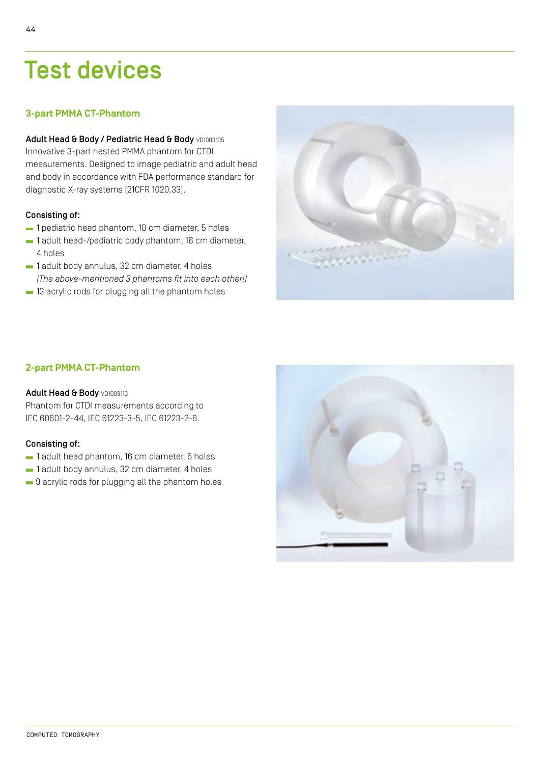# Test devices

## 3-part PMMA CT-Phantom

**Adult Head & Body / Pediatric Head & Body** VD1003105
Innovative 3-part nested PMMA phantom for CTDI measurements. Designed to image pediatric and adult head and body in accordance with FDA performance standard for diagnostic X-ray systems (21CFR 1020.33).

**Consisting of:**

- 1 pediatric head phantom, 10 cm diameter, 5 holes
- 1 adult head-/pediatric body phantom, 16 cm diameter, 4 holes
- 1 adult body annulus, 32 cm diameter, 4 holes
  *(The above-mentioned 3 phantoms fit into each other!)*
- 13 acrylic rods for plugging all the phantom holes

## 2-part PMMA CT-Phantom

**Adult Head & Body** VD1003110
Phantom for CTDI measurements according to IEC 60601-2-44, IEC 61223-3-5, IEC 61223-2-6.

**Consisting of:**

- 1 adult head phantom, 16 cm diameter, 5 holes
- 1 adult body annulus, 32 cm diameter, 4 holes
- 9 acrylic rods for plugging all the phantom holes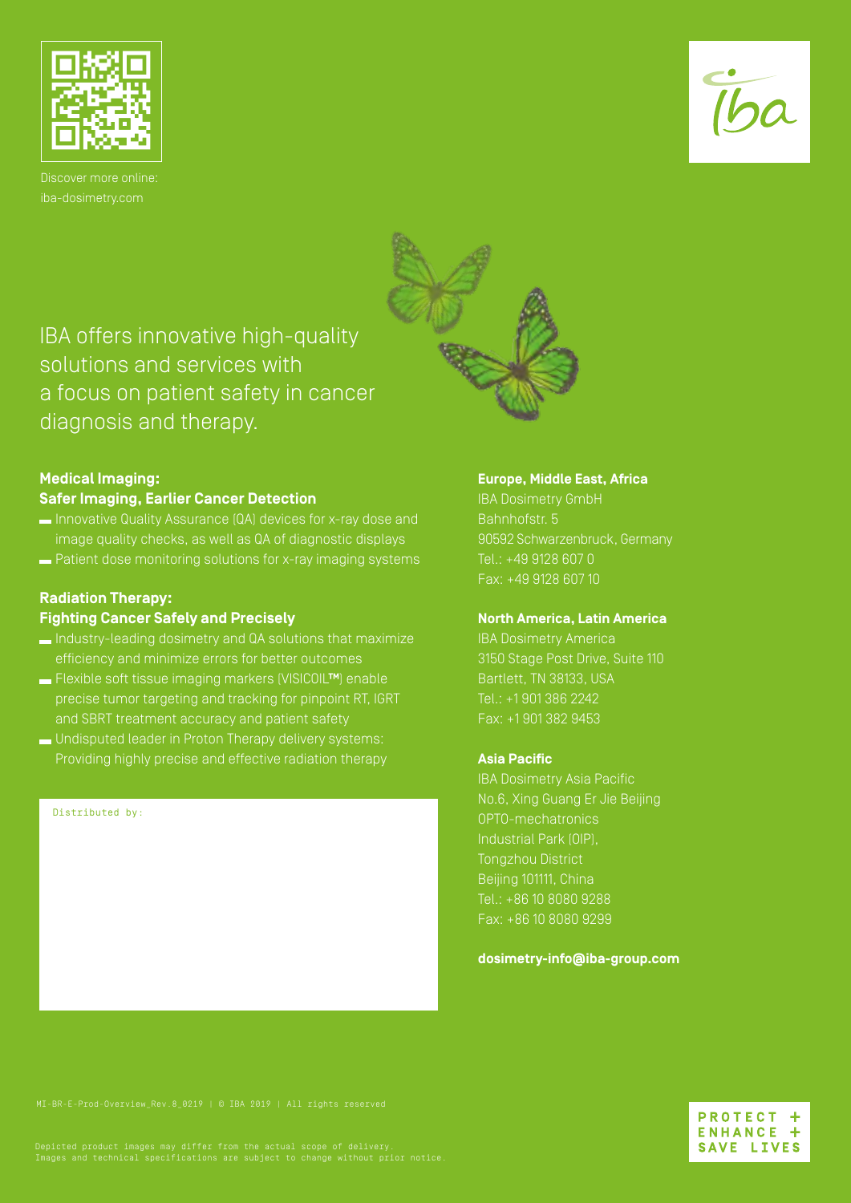Discover more online:
iba-dosimetry.com

IBA offers innovative high-quality solutions and services with a focus on patient safety in cancer diagnosis and therapy.

**Medical Imaging:**
**Safer Imaging, Earlier Cancer Detection**

- Innovative Quality Assurance (QA) devices for x-ray dose and image quality checks, as well as QA of diagnostic displays
- Patient dose monitoring solutions for x-ray imaging systems

**Radiation Therapy:**
**Fighting Cancer Safely and Precisely**

- Industry-leading dosimetry and QA solutions that maximize efficiency and minimize errors for better outcomes
- Flexible soft tissue imaging markers (VISICOIL™) enable precise tumor targeting and tracking for pinpoint RT, IGRT and SBRT treatment accuracy and patient safety
- Undisputed leader in Proton Therapy delivery systems: Providing highly precise and effective radiation therapy

Distributed by:

**Europe, Middle East, Africa**
IBA Dosimetry GmbH
Bahnhofstr. 5
90592 Schwarzenbruck, Germany
Tel.: +49 9128 607 0
Fax: +49 9128 607 10

**North America, Latin America**
IBA Dosimetry America
3150 Stage Post Drive, Suite 110
Bartlett, TN 38133, USA
Tel.: +1 901 386 2242
Fax: +1 901 382 9453

**Asia Pacific**
IBA Dosimetry Asia Pacific
No.6, Xing Guang Er Jie Beijing
OPTO-mechatronics
Industrial Park (OIP),
Tongzhou District
Beijing 101111, China
Tel.: +86 10 8080 9288
Fax: +86 10 8080 9299

**dosimetry-info@iba-group.com**

MI-BR-E-Prod-Overview_Rev.8_0219 | © IBA 2019 | All rights reserved

Depicted product images may differ from the actual scope of delivery.
Images and technical specifications are subject to change without prior notice.

PROTECT +
ENHANCE +
SAVE LIVES